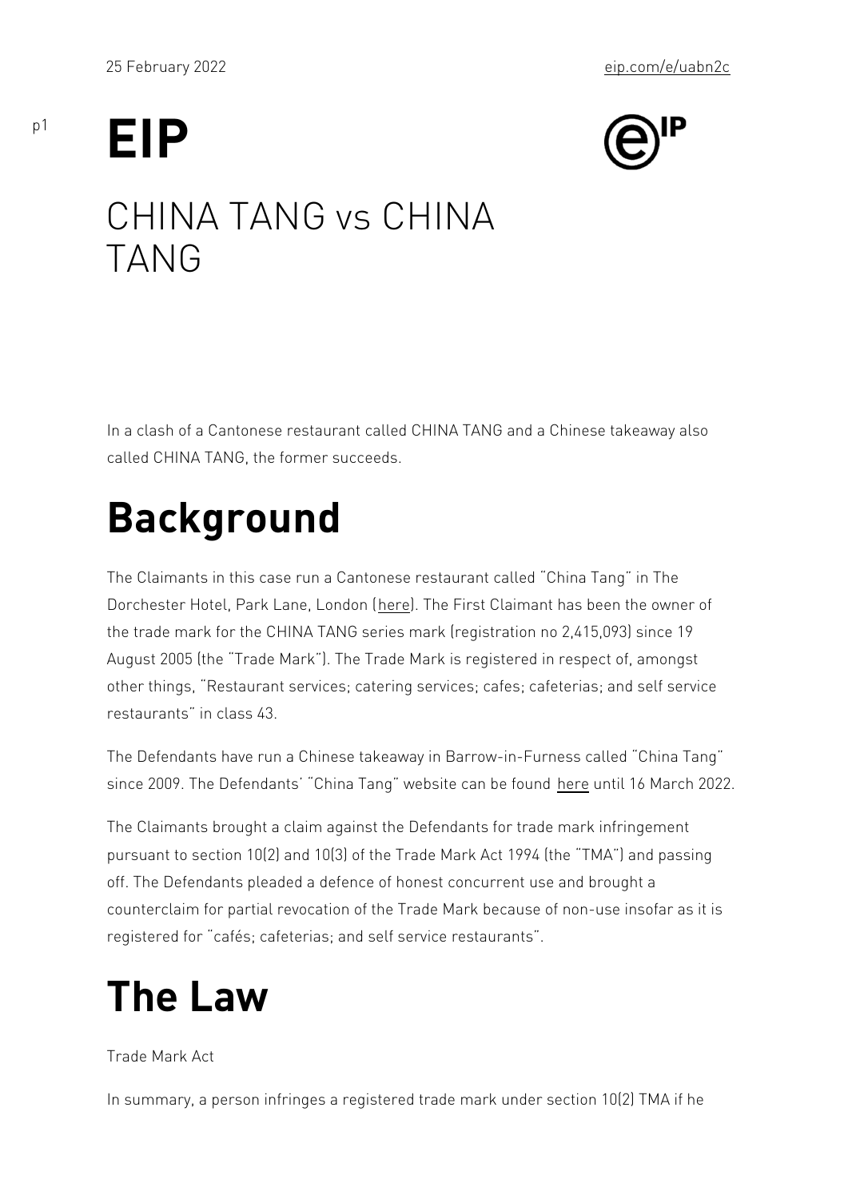# CHINA TANG vs CHINA TANG

In a clash of a Cantonese restaurant called CHINA TANG and a Chinese takeaway also called CHINA TANG, the former succeeds.

## Background

The Claimants in this case run a Cantonese restaurant called "China Tang" in The Dorchester Hotel, Park Lane, London (here). The First Claimant has been the owner of the trade mark for the CHINA TANG series mark (registration no 2,415,093) since 19 August 2005 (the "Trade Mark"). The Trade Mark is registered in respect of, amongst other things, "Restaurant services; catering services; cafes; cafeterias; and self service restaurants" in class 43.

The Defendants have run a Chinese takeaway in Barrow-in-Furness called "China Tang" since 2009. The Defendants' "China Tang" website can be found here until 16 March 2022.

The Claimants brought a claim against the Defendants for trade mark infringement pursuant to section 10(2) and 10(3) of the Trade Mark Act 1994 (the "TMA") and passing off. The Defendants pleaded a defence of honest concurrent use and brought a counterclaim for partial revocation of the Trade Mark because of non-use insofar as it is registered for "cafés; cafeterias; and self service restaurants".

## The Law

Trade Mark Act

In summary, a person infringes a registered trade mark under section 10(2) TMA if he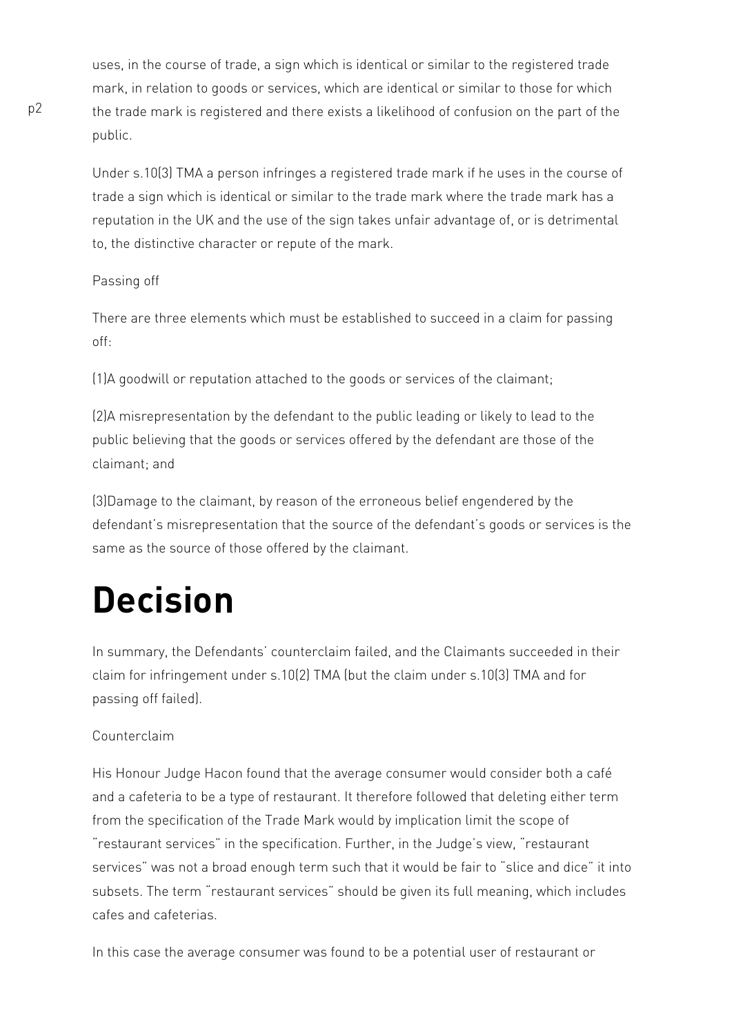uses, in the course of trade, a sign which is identical or similar to the registered trade mark, in relation to goods or services, which are identical or similar to those for which the trade mark is registered and there exists a likelihood of confusion on the part of the public.

Under s.10(3) TMA a person infringes a registered trade mark if he uses in the course of trade a sign which is identical or similar to the trade mark where the trade mark has a reputation in the UK and the use of the sign takes unfair advantage of, or is detrimental to, the distinctive character or repute of the mark.

Passing off

There are three elements which must be established to succeed in a claim for passing off:

(1)A goodwill or reputation attached to the goods or services of the claimant;

(2)A misrepresentation by the defendant to the public leading or likely to lead to the public believing that the goods or services offered by the defendant are those of the claimant; and

(3)Damage to the claimant, by reason of the erroneous belief engendered by the defendant's misrepresentation that the source of the defendant's goods or services is the same as the source of those offered by the claimant.

# Decision

In summary, the Defendants' counterclaim failed, and the Claimants succeeded in their claim for infringement under s.10(2) TMA (but the claim under s.10(3) TMA and for passing off failed).

Counterclaim

His Honour Judge Hacon found that the average consumer would consider both a café and a cafeteria to be a type of restaurant. It therefore followed that deleting either term from the specification of the Trade Mark would by implication limit the scope of "restaurant services" in the specification. Further, in the Judge's view, "restaurant services" was not a broad enough term such that it would be fair to "slice and dice" it into subsets. The term "restaurant services" should be given its full meaning, which includes cafes and cafeterias.

In this case the average consumer was found to be a potential user of restaurant or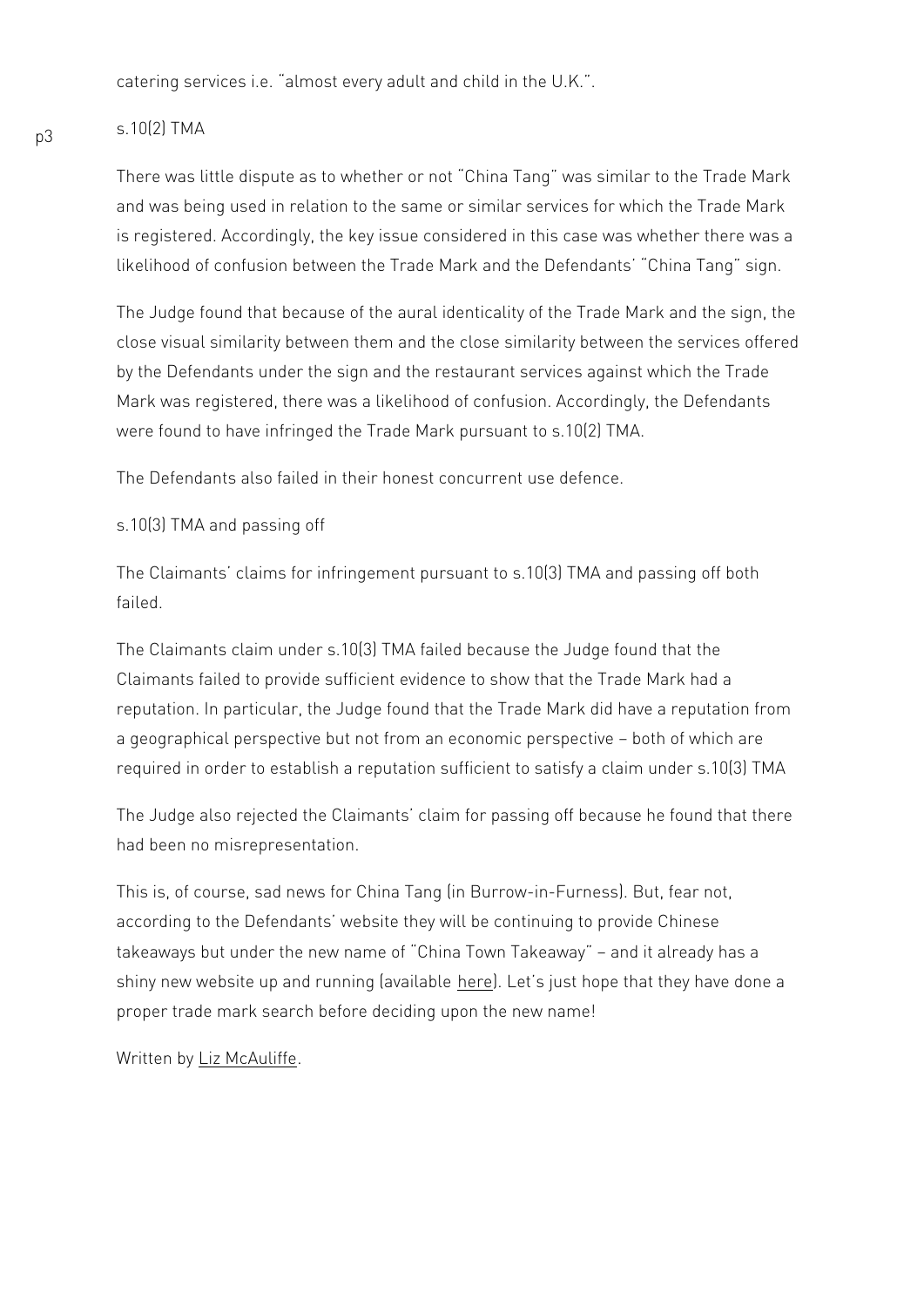catering services i.e. "almost every adult and child in the U.K.".

## s.10(2) TMA

There was little dispute as to whether or not "China Tang" was similar to the Trade Mark and was being used in relation to the same or similar services for which the Trade Mark is registered. Accordingly, the key issue considered in this case was whether there was a likelihood of confusion between the Trade Mark and the Defendants' "China Tang" sign.

The Judge found that because of the aural identicality of the Trade Mark and the sign, the close visual similarity between them and the close similarity between the services offered by the Defendants under the sign and the restaurant services against which the Trade Mark was registered, there was a likelihood of confusion. Accordingly, the Defendants were found to have infringed the Trade Mark pursuant to s.10(2) TMA.

The Defendants also failed in their honest concurrent use defence.

## s.10(3) TMA and passing off

The Claimants' claims for infringement pursuant to s.10(3) TMA and passing off both failed.

The Claimants claim under s.10(3) TMA failed because the Judge found that the Claimants failed to provide sufficient evidence to show that the Trade Mark had a reputation. In particular, the Judge found that the Trade Mark did have a reputation from a geographical perspective but not from an economic perspective – both of which are required in order to establish a reputation sufficient to satisfy a claim under s.10(3) TMA

The Judge also rejected the Claimants' claim for passing off because he found that there had been no misrepresentation.

This is, of course, sad news for China Tang (in Burrow-in-Furness). But, fear not, according to the Defendants' website they will be continuing to provide Chinese takeaways but under the new name of "China Town Takeaway" – and it already has a shiny new website up and running (available here). Let's just hope that they have done a proper trade mark search before deciding upon the new name!

Written by Liz McAuliffe.